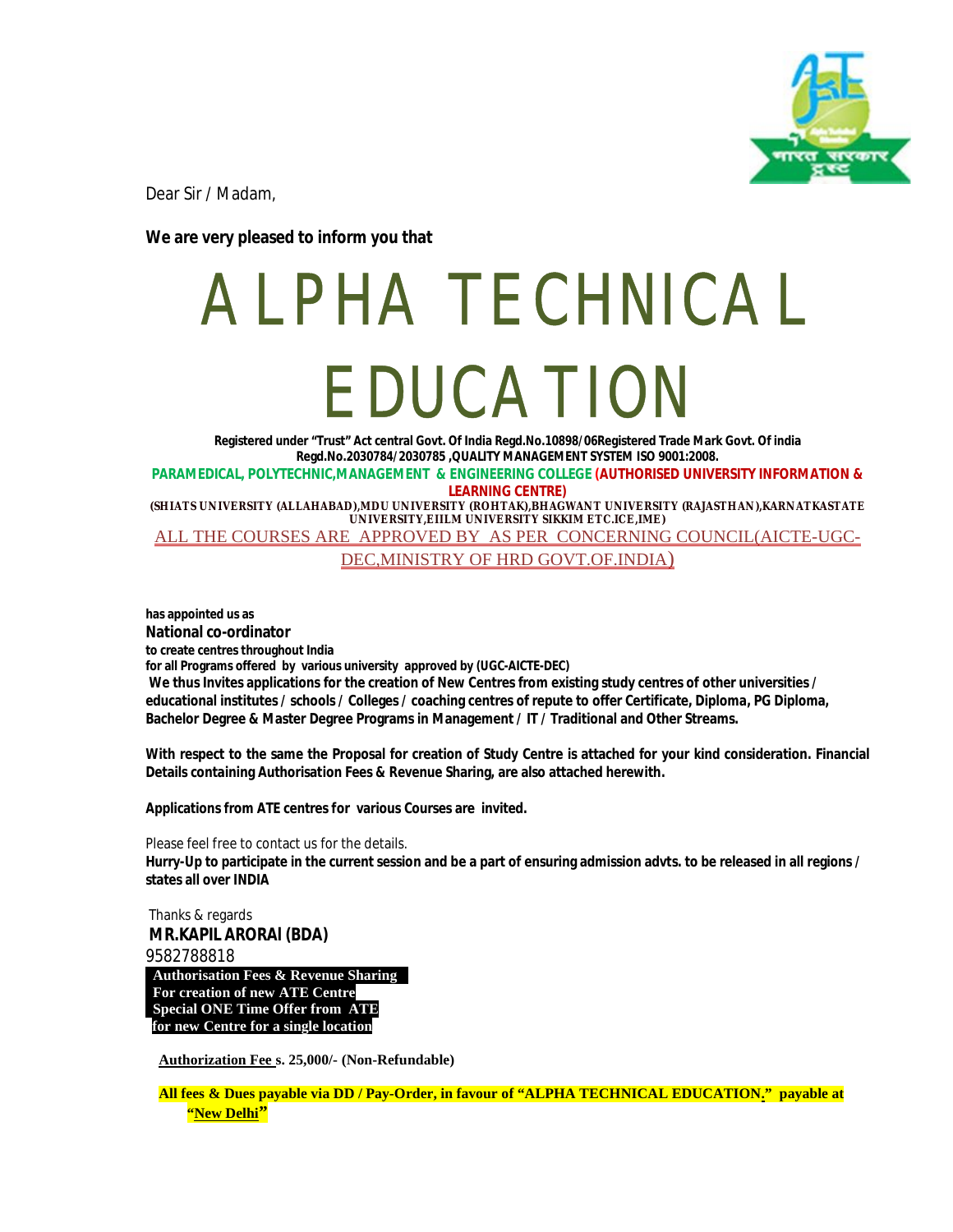Dear Sir / Madam,

**We are very pleased to inform you that**

# ALPHA TECHNICAL EDUCATION

**Registered under "Trust" Act central Govt. Of India Regd.No.10898/06Registered Trade Mark Govt. Of india Regd.No.2030784/2030785 ,QUALITY MANAGEMENT SYSTEM ISO 9001:2008.**

**PARAMEDICAL, POLYTECHNIC,MANAGEMENT & ENGINEERING COLLEGE (AUTHORISED UNIVERSITY INFORMATION & LEARNING CENTRE)**

**(SHIATS UNIVERSITY (ALLAHABAD),MDU UNIVERSITY (ROHTAK),BHAGWANT UNIVERSITY (RAJASTHAN),KARNATKASTATE UNIVERSITY,EIILM UNIVERSITY SIKKIM ETC.ICE,IME)**

ALL THE COURSES ARE APPROVED BY AS PER CONCERNING COUNCIL(AICTE-UGC-DEC,MINISTRY OF HRD GOVT.OF.INDIA)

**has appointed us as**

**National co-ordinator**

**to create centres throughout India**

**for all Programs offered by various university approved by (UGC-AICTE-DEC)**

**We thus Invites applications for the creation of New Centres from existing study centres of other universities / educational institutes / schools / Colleges / coaching centres of repute to offer Certificate, Diploma, PG Diploma, Bachelor Degree & Master Degree Programs in Management / IT / Traditional and Other Streams.**

**With respect to the same the Proposal for creation of Study Centre is attached for your kind consideration. Financial Details containing Authorisation Fees & Revenue Sharing, are also attached herewith.**

**Applications from ATE centres for various Courses are invited.**

Please feel free to contact us for the details.

**Hurry-Up to participate in the current session and be a part of ensuring admission advts. to be released in all regions / states all over INDIA**

Thanks & regards

**MR.KAPIL ARORAI (BDA)**

9582788818

**Authorisation Fees & Revenue Sharing**
**For creation of new ATE Centre**
**Special ONE Time Offer from ATE**
**for new Centre for a single location**

**Authorization Fee s. 25,000/- (Non-Refundable)**

**All fees & Dues payable via DD / Pay-Order, in favour of "ALPHA TECHNICAL EDUCATION." payable at "New Delhi"**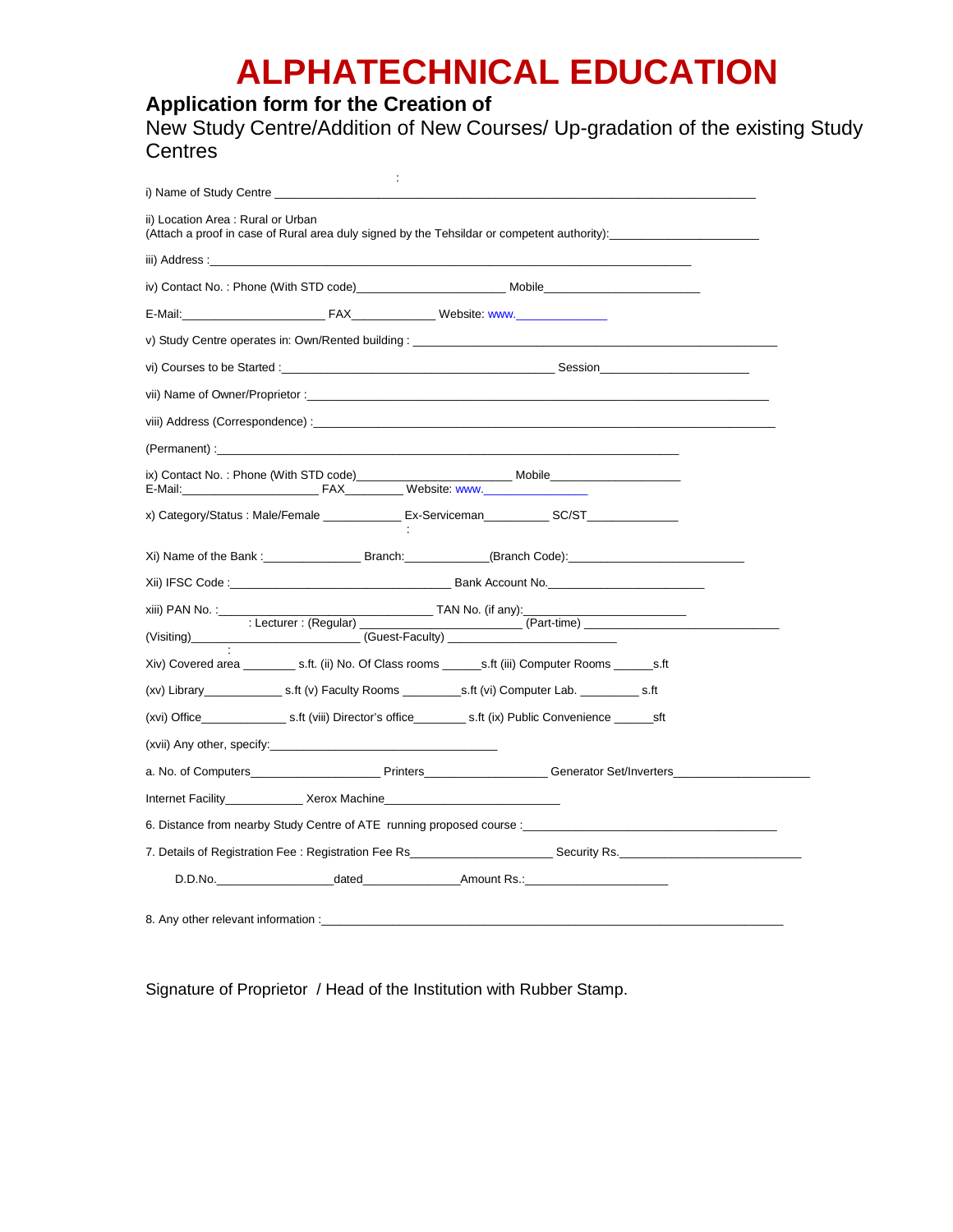# ALPHATECHNICAL EDUCATION

**Application form for the Creation of**

New Study Centre/Addition of New Courses/ Up-gradation of the existing Study Centres

i) Name of Study Centre ____________________________________________________________________________

ii) Location Area : Rural or Urban
(Attach a proof in case of Rural area duly signed by the Tehsildar or competent authority):______________________

iii) Address :____________________________________________________________________________

iv) Contact No. : Phone (With STD code)______________________ Mobile_______________________

E-Mail:_____________________ FAX____________ Website: www._____________

v) Study Centre operates in: Own/Rented building : ______________________________________________________

vi) Courses to be Started :________________________________________ Session______________________

vii) Name of Owner/Proprietor :____________________________________________________________________

viii) Address (Correspondence) :___________________________________________________________________

(Permanent) :__________________________________________________________________________

ix) Contact No. : Phone (With STD code)______________________ Mobile___________________
E-Mail:____________________ FAX________ Website: www.______________

x) Category/Status : Male/Female ___________ Ex-Serviceman_________ SC/ST_____________

Xi) Name of the Bank :______________ Branch:____________(Branch Code):_________________________

Xii) IFSC Code :_________________________________ Bank Account No.______________________

xiii) PAN No. :________________________________ TAN No. (if any):________________________
: Lecturer : (Regular) ________________________ (Part-time) ____________________________
(Visiting)__________________________ (Guest-Faculty) _______________________

Xiv) Covered area ________ s.ft. (ii) No. Of Class rooms ______s.ft (iii) Computer Rooms ______s.ft

(xv) Library____________ s.ft (v) Faculty Rooms _________s.ft (vi) Computer Lab. _________ s.ft

(xvi) Office_____________ s.ft (viii) Director's office________ s.ft (ix) Public Convenience ______sft

(xvii) Any other, specify:__________________________________

a. No. of Computers___________________ Printers__________________ Generator Set/Inverters____________________

Internet Facility____________ Xerox Machine__________________________

6. Distance from nearby Study Centre of ATE running proposed course :______________________________________

7. Details of Registration Fee : Registration Fee Rs_____________________ Security Rs.___________________________

D.D.No._________________dated______________Amount Rs.:_____________________

8. Any other relevant information :_____________________________________________________________________

Signature of Proprietor / Head of the Institution with Rubber Stamp.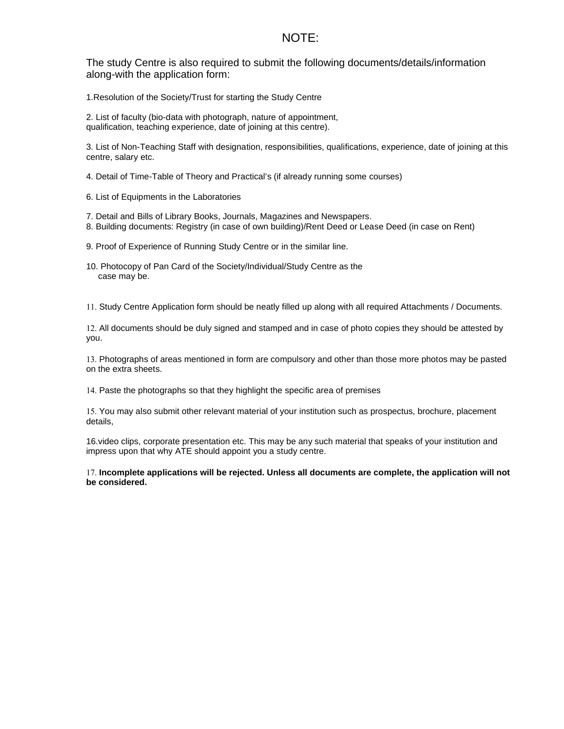# NOTE:

The study Centre is also required to submit the following documents/details/information along-with the application form:

1.Resolution of the Society/Trust for starting the Study Centre

2. List of faculty (bio-data with photograph, nature of appointment, qualification, teaching experience, date of joining at this centre).

3. List of Non-Teaching Staff with designation, responsibilities, qualifications, experience, date of joining at this centre, salary etc.

4. Detail of Time-Table of Theory and Practical's (if already running some courses)

6. List of Equipments in the Laboratories

7. Detail and Bills of Library Books, Journals, Magazines and Newspapers.
8. Building documents: Registry (in case of own building)/Rent Deed or Lease Deed (in case on Rent)

9. Proof of Experience of Running Study Centre or in the similar line.

10. Photocopy of Pan Card of the Society/Individual/Study Centre as the case may be.

11. Study Centre Application form should be neatly filled up along with all required Attachments / Documents.

12. All documents should be duly signed and stamped and in case of photo copies they should be attested by you.

13. Photographs of areas mentioned in form are compulsory and other than those more photos may be pasted on the extra sheets.

14. Paste the photographs so that they highlight the specific area of premises

15. You may also submit other relevant material of your institution such as prospectus, brochure, placement details,

16.video clips, corporate presentation etc. This may be any such material that speaks of your institution and impress upon that why ATE should appoint you a study centre.

17. **Incomplete applications will be rejected. Unless all documents are complete, the application will not be considered.**